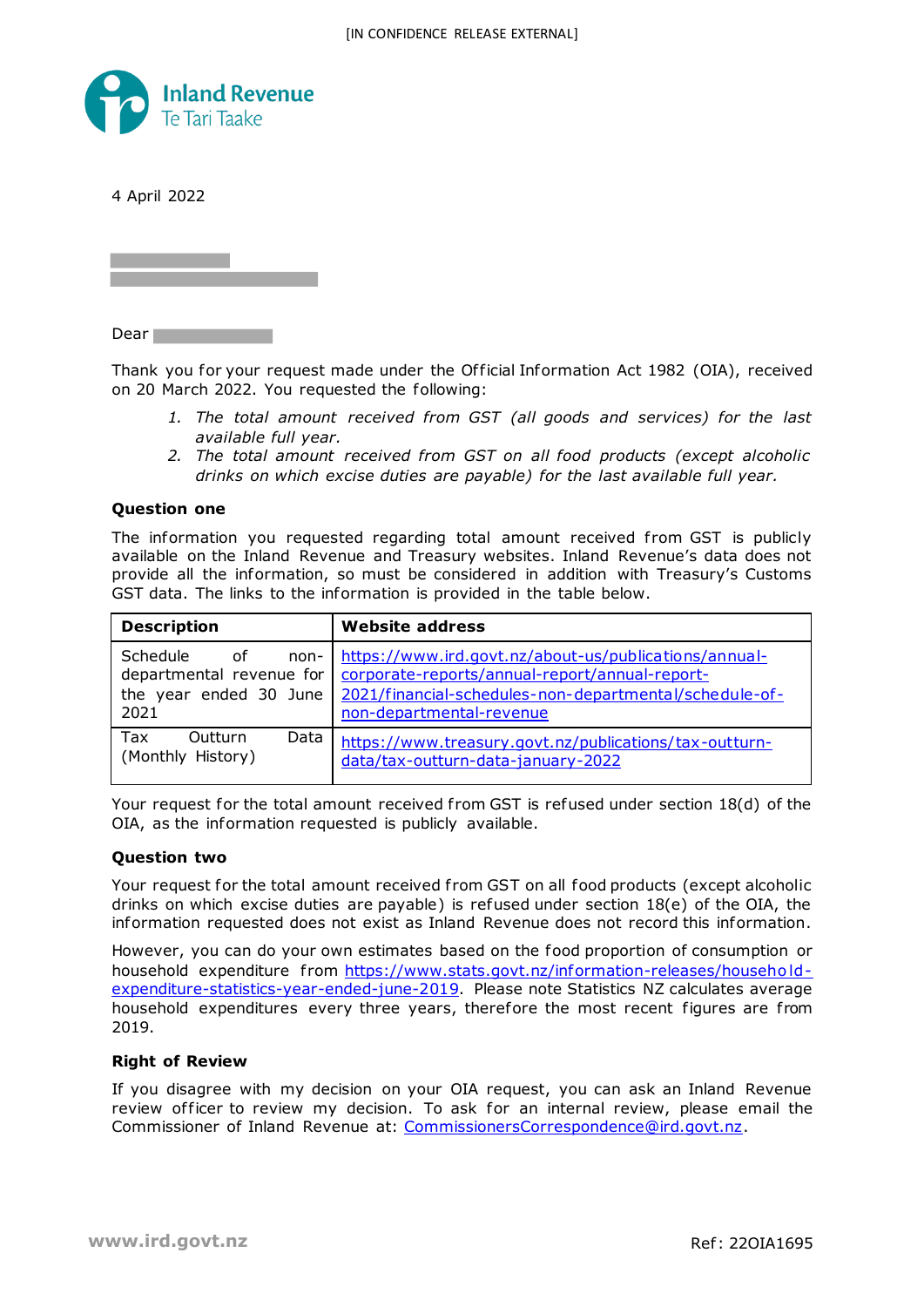[IN CONFIDENCE RELEASE EXTERNAL]

Inland Revenue
Te Tari Taake

4 April 2022

Dear

Thank you for your request made under the Official Information Act 1982 (OIA), received on 20 March 2022. You requested the following:

1. *The total amount received from GST (all goods and services) for the last available full year.*
2. *The total amount received from GST on all food products (except alcoholic drinks on which excise duties are payable) for the last available full year.*

**Question one**

The information you requested regarding total amount received from GST is publicly available on the Inland Revenue and Treasury websites. Inland Revenue's data does not provide all the information, so must be considered in addition with Treasury's Customs GST data. The links to the information is provided in the table below.

| Description | Website address |
|---|---|
| Schedule of non-departmental revenue for the year ended 30 June 2021 | https://www.ird.govt.nz/about-us/publications/annual-corporate-reports/annual-report/annual-report-2021/financial-schedules-non-departmental/schedule-of-non-departmental-revenue |
| Tax Outturn Data (Monthly History) | https://www.treasury.govt.nz/publications/tax-outturn-data/tax-outturn-data-january-2022 |

Your request for the total amount received from GST is refused under section 18(d) of the OIA, as the information requested is publicly available.

**Question two**

Your request for the total amount received from GST on all food products (except alcoholic drinks on which excise duties are payable) is refused under section 18(e) of the OIA, the information requested does not exist as Inland Revenue does not record this information.

However, you can do your own estimates based on the food proportion of consumption or household expenditure from https://www.stats.govt.nz/information-releases/household-expenditure-statistics-year-ended-june-2019. Please note Statistics NZ calculates average household expenditures every three years, therefore the most recent figures are from 2019.

**Right of Review**

If you disagree with my decision on your OIA request, you can ask an Inland Revenue review officer to review my decision. To ask for an internal review, please email the Commissioner of Inland Revenue at: CommissionersCorrespondence@ird.govt.nz.

www.ird.govt.nz

Ref: 22OIA1695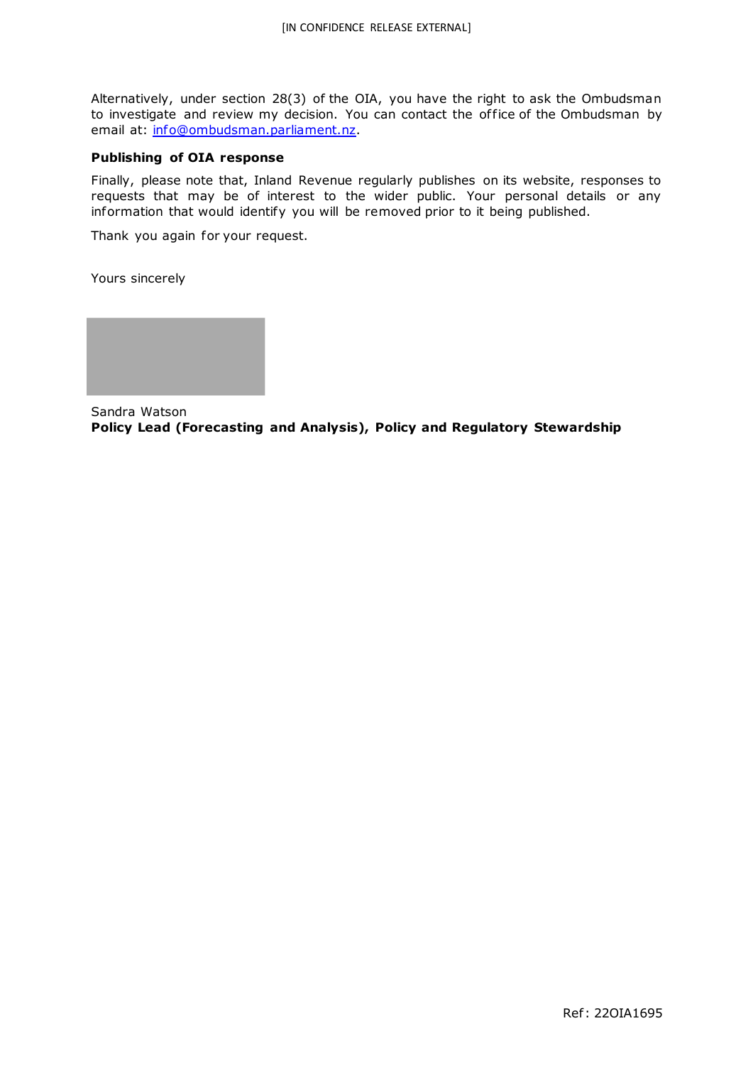Alternatively, under section 28(3) of the OIA, you have the right to ask the Ombudsman to investigate and review my decision. You can contact the office of the Ombudsman by email at: info@ombudsman.parliament.nz.

**Publishing of OIA response**

Finally, please note that, Inland Revenue regularly publishes on its website, responses to requests that may be of interest to the wider public. Your personal details or any information that would identify you will be removed prior to it being published.

Thank you again for your request.

Yours sincerely

Sandra Watson
**Policy Lead (Forecasting and Analysis), Policy and Regulatory Stewardship**

Ref: 22OIA1695